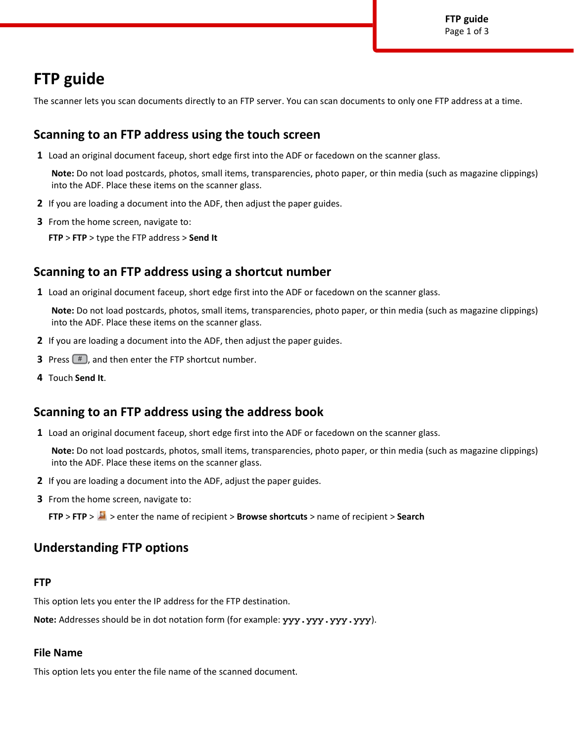# FTP guide

The scanner lets you scan documents directly to an FTP server. You can scan documents to only one FTP address at a time.

## Scanning to an FTP address using the touch screen

1. Load an original document faceup, short edge first into the ADF or facedown on the scanner glass.

   **Note:** Do not load postcards, photos, small items, transparencies, photo paper, or thin media (such as magazine clippings) into the ADF. Place these items on the scanner glass.

2. If you are loading a document into the ADF, then adjust the paper guides.
3. From the home screen, navigate to:

   **FTP** > **FTP** > type the FTP address > **Send It**

## Scanning to an FTP address using a shortcut number

1. Load an original document faceup, short edge first into the ADF or facedown on the scanner glass.

   **Note:** Do not load postcards, photos, small items, transparencies, photo paper, or thin media (such as magazine clippings) into the ADF. Place these items on the scanner glass.

2. If you are loading a document into the ADF, then adjust the paper guides.
3. Press #, and then enter the FTP shortcut number.
4. Touch **Send It**.

## Scanning to an FTP address using the address book

1. Load an original document faceup, short edge first into the ADF or facedown on the scanner glass.

   **Note:** Do not load postcards, photos, small items, transparencies, photo paper, or thin media (such as magazine clippings) into the ADF. Place these items on the scanner glass.

2. If you are loading a document into the ADF, adjust the paper guides.
3. From the home screen, navigate to:

   **FTP** > **FTP** > > enter the name of recipient > **Browse shortcuts** > name of recipient > **Search**

## Understanding FTP options

### FTP

This option lets you enter the IP address for the FTP destination.

**Note:** Addresses should be in dot notation form (for example: `yyy.yyy.yyy.yyy`).

### File Name

This option lets you enter the file name of the scanned document.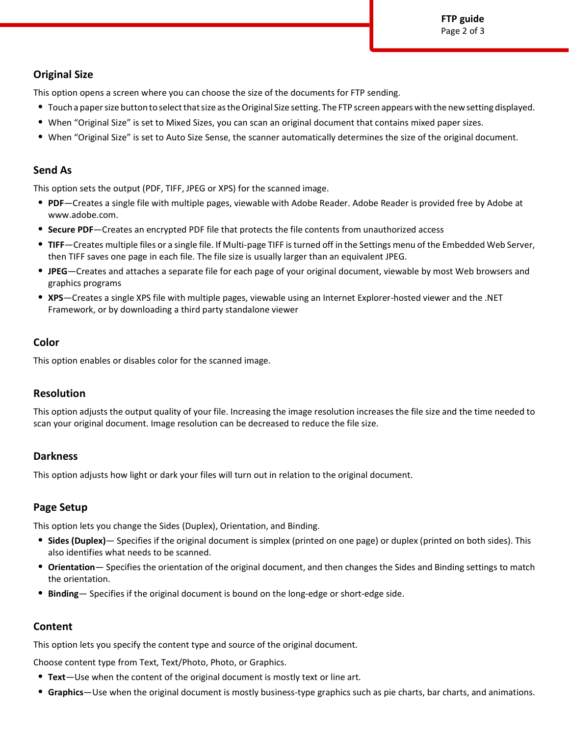## Original Size

This option opens a screen where you can choose the size of the documents for FTP sending.

- Touch a paper size button to select that size as the Original Size setting. The FTP screen appears with the new setting displayed.
- When "Original Size" is set to Mixed Sizes, you can scan an original document that contains mixed paper sizes.
- When "Original Size" is set to Auto Size Sense, the scanner automatically determines the size of the original document.

## Send As

This option sets the output (PDF, TIFF, JPEG or XPS) for the scanned image.

- **PDF**—Creates a single file with multiple pages, viewable with Adobe Reader. Adobe Reader is provided free by Adobe at www.adobe.com.
- **Secure PDF**—Creates an encrypted PDF file that protects the file contents from unauthorized access
- **TIFF**—Creates multiple files or a single file. If Multi-page TIFF is turned off in the Settings menu of the Embedded Web Server, then TIFF saves one page in each file. The file size is usually larger than an equivalent JPEG.
- **JPEG**—Creates and attaches a separate file for each page of your original document, viewable by most Web browsers and graphics programs
- **XPS**—Creates a single XPS file with multiple pages, viewable using an Internet Explorer-hosted viewer and the .NET Framework, or by downloading a third party standalone viewer

## Color

This option enables or disables color for the scanned image.

## Resolution

This option adjusts the output quality of your file. Increasing the image resolution increases the file size and the time needed to scan your original document. Image resolution can be decreased to reduce the file size.

## Darkness

This option adjusts how light or dark your files will turn out in relation to the original document.

## Page Setup

This option lets you change the Sides (Duplex), Orientation, and Binding.

- **Sides (Duplex)**— Specifies if the original document is simplex (printed on one page) or duplex (printed on both sides). This also identifies what needs to be scanned.
- **Orientation**— Specifies the orientation of the original document, and then changes the Sides and Binding settings to match the orientation.
- **Binding**— Specifies if the original document is bound on the long-edge or short-edge side.

## Content

This option lets you specify the content type and source of the original document.

Choose content type from Text, Text/Photo, Photo, or Graphics.

- **Text**—Use when the content of the original document is mostly text or line art.
- **Graphics**—Use when the original document is mostly business-type graphics such as pie charts, bar charts, and animations.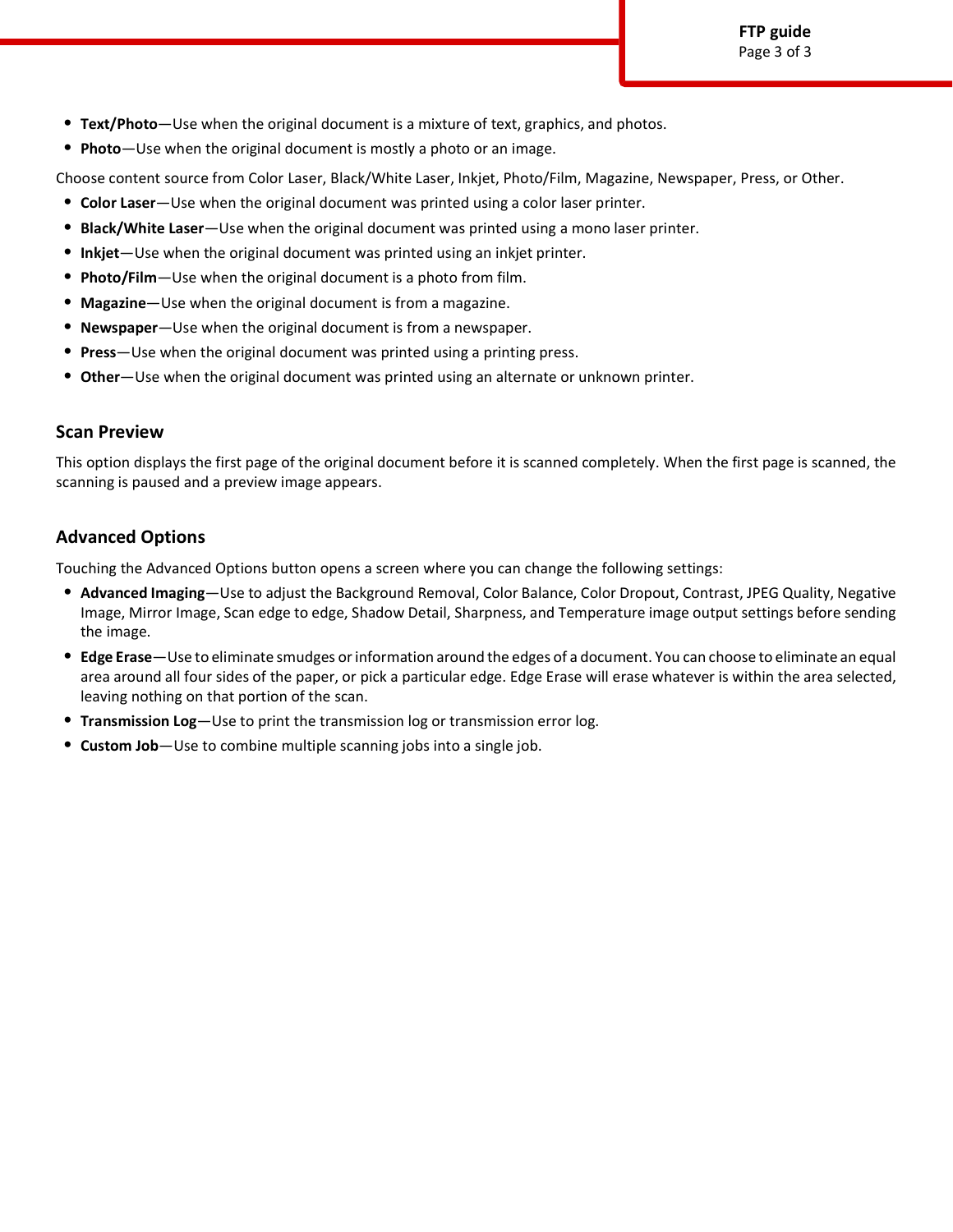- **Text/Photo**—Use when the original document is a mixture of text, graphics, and photos.
- **Photo**—Use when the original document is mostly a photo or an image.

Choose content source from Color Laser, Black/White Laser, Inkjet, Photo/Film, Magazine, Newspaper, Press, or Other.

- **Color Laser**—Use when the original document was printed using a color laser printer.
- **Black/White Laser**—Use when the original document was printed using a mono laser printer.
- **Inkjet**—Use when the original document was printed using an inkjet printer.
- **Photo/Film**—Use when the original document is a photo from film.
- **Magazine**—Use when the original document is from a magazine.
- **Newspaper**—Use when the original document is from a newspaper.
- **Press**—Use when the original document was printed using a printing press.
- **Other**—Use when the original document was printed using an alternate or unknown printer.

## Scan Preview

This option displays the first page of the original document before it is scanned completely. When the first page is scanned, the scanning is paused and a preview image appears.

## Advanced Options

Touching the Advanced Options button opens a screen where you can change the following settings:

- **Advanced Imaging**—Use to adjust the Background Removal, Color Balance, Color Dropout, Contrast, JPEG Quality, Negative Image, Mirror Image, Scan edge to edge, Shadow Detail, Sharpness, and Temperature image output settings before sending the image.
- **Edge Erase**—Use to eliminate smudges or information around the edges of a document. You can choose to eliminate an equal area around all four sides of the paper, or pick a particular edge. Edge Erase will erase whatever is within the area selected, leaving nothing on that portion of the scan.
- **Transmission Log**—Use to print the transmission log or transmission error log.
- **Custom Job**—Use to combine multiple scanning jobs into a single job.